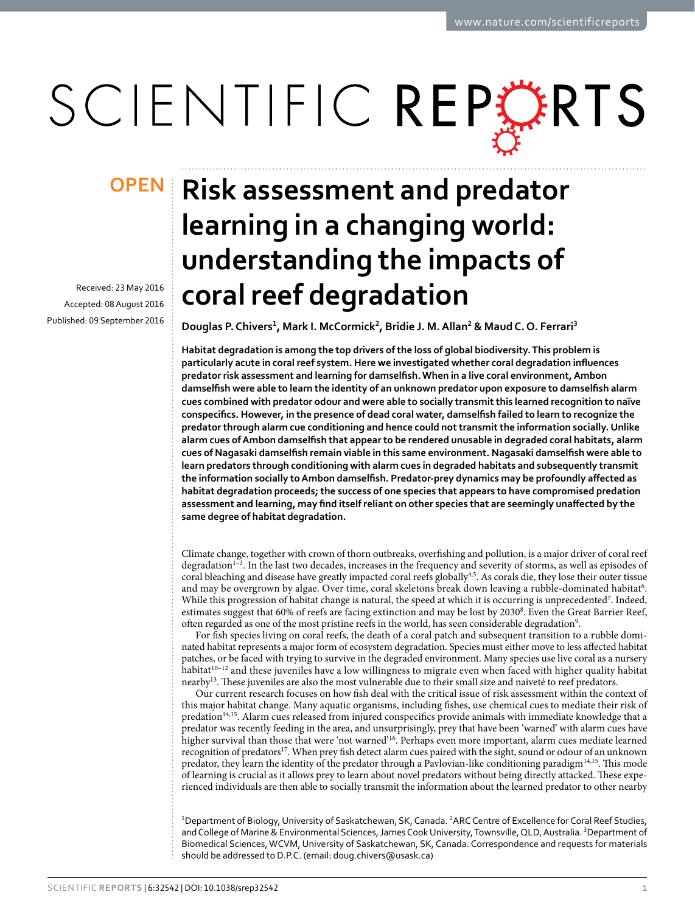# Risk assessment and predator learning in a changing world: understanding the impacts of coral reef degradation

OPEN

Received: 23 May 2016

Accepted: 08 August 2016

Published: 09 September 2016

**Douglas P. Chivers[1], Mark I. McCormick[2], Bridie J. M. Allan[2] & Maud C. O. Ferrari[3]**

**Habitat degradation is among the top drivers of the loss of global biodiversity. This problem is particularly acute in coral reef system. Here we investigated whether coral degradation influences predator risk assessment and learning for damselfish. When in a live coral environment, Ambon damselfish were able to learn the identity of an unknown predator upon exposure to damselfish alarm cues combined with predator odour and were able to socially transmit this learned recognition to naïve conspecifics. However, in the presence of dead coral water, damselfish failed to learn to recognize the predator through alarm cue conditioning and hence could not transmit the information socially. Unlike alarm cues of Ambon damselfish that appear to be rendered unusable in degraded coral habitats, alarm cues of Nagasaki damselfish remain viable in this same environment. Nagasaki damselfish were able to learn predators through conditioning with alarm cues in degraded habitats and subsequently transmit the information socially to Ambon damselfish. Predator-prey dynamics may be profoundly affected as habitat degradation proceeds; the success of one species that appears to have compromised predation assessment and learning, may find itself reliant on other species that are seemingly unaffected by the same degree of habitat degradation.**

Climate change, together with crown of thorn outbreaks, overfishing and pollution, is a major driver of coral reef degradation[1–3]. In the last two decades, increases in the frequency and severity of storms, as well as episodes of coral bleaching and disease have greatly impacted coral reefs globally[4,5]. As corals die, they lose their outer tissue and may be overgrown by algae. Over time, coral skeletons break down leaving a rubble-dominated habitat[6]. While this progression of habitat change is natural, the speed at which it is occurring is unprecedented[7]. Indeed, estimates suggest that 60% of reefs are facing extinction and may be lost by 2030[8]. Even the Great Barrier Reef, often regarded as one of the most pristine reefs in the world, has seen considerable degradation[9].

For fish species living on coral reefs, the death of a coral patch and subsequent transition to a rubble dominated habitat represents a major form of ecosystem degradation. Species must either move to less affected habitat patches, or be faced with trying to survive in the degraded environment. Many species use live coral as a nursery habitat[10–12] and these juveniles have a low willingness to migrate even when faced with higher quality habitat nearby[13]. These juveniles are also the most vulnerable due to their small size and naiveté to reef predators.

Our current research focuses on how fish deal with the critical issue of risk assessment within the context of this major habitat change. Many aquatic organisms, including fishes, use chemical cues to mediate their risk of predation[14,15]. Alarm cues released from injured conspecifics provide animals with immediate knowledge that a predator was recently feeding in the area, and unsurprisingly, prey that have been 'warned' with alarm cues have higher survival than those that were 'not warned'[16]. Perhaps even more important, alarm cues mediate learned recognition of predators[17]. When prey fish detect alarm cues paired with the sight, sound or odour of an unknown predator, they learn the identity of the predator through a Pavlovian-like conditioning paradigm[14,15]. This mode of learning is crucial as it allows prey to learn about novel predators without being directly attacked. These experienced individuals are then able to socially transmit the information about the learned predator to other nearby

[1]Department of Biology, University of Saskatchewan, SK, Canada. [2]ARC Centre of Excellence for Coral Reef Studies, and College of Marine & Environmental Sciences, James Cook University, Townsville, QLD, Australia. [3]Department of Biomedical Sciences, WCVM, University of Saskatchewan, SK, Canada. Correspondence and requests for materials should be addressed to D.P.C. (email: doug.chivers@usask.ca)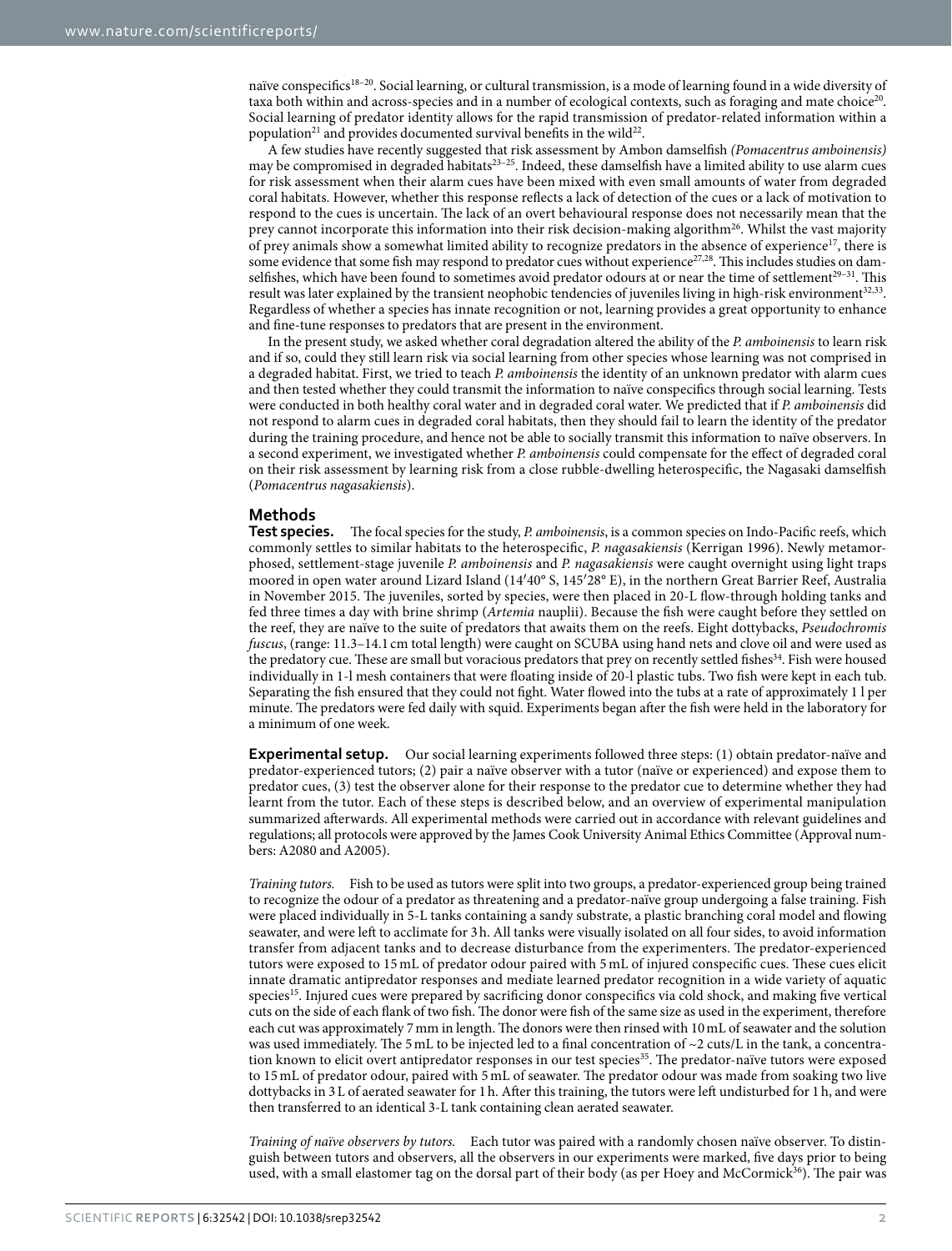naïve conspecifics[18–20]. Social learning, or cultural transmission, is a mode of learning found in a wide diversity of taxa both within and across-species and in a number of ecological contexts, such as foraging and mate choice[20]. Social learning of predator identity allows for the rapid transmission of predator-related information within a population[21] and provides documented survival benefits in the wild[22].

A few studies have recently suggested that risk assessment by Ambon damselfish *(Pomacentrus amboinensis)* may be compromised in degraded habitats[23–25]. Indeed, these damselfish have a limited ability to use alarm cues for risk assessment when their alarm cues have been mixed with even small amounts of water from degraded coral habitats. However, whether this response reflects a lack of detection of the cues or a lack of motivation to respond to the cues is uncertain. The lack of an overt behavioural response does not necessarily mean that the prey cannot incorporate this information into their risk decision-making algorithm[26]. Whilst the vast majority of prey animals show a somewhat limited ability to recognize predators in the absence of experience[17], there is some evidence that some fish may respond to predator cues without experience[27,28]. This includes studies on damselfishes, which have been found to sometimes avoid predator odours at or near the time of settlement[29–31]. This result was later explained by the transient neophobic tendencies of juveniles living in high-risk environment[32,33]. Regardless of whether a species has innate recognition or not, learning provides a great opportunity to enhance and fine-tune responses to predators that are present in the environment.

In the present study, we asked whether coral degradation altered the ability of the *P. amboinensis* to learn risk and if so, could they still learn risk via social learning from other species whose learning was not comprised in a degraded habitat. First, we tried to teach *P. amboinensis* the identity of an unknown predator with alarm cues and then tested whether they could transmit the information to naïve conspecifics through social learning. Tests were conducted in both healthy coral water and in degraded coral water. We predicted that if *P. amboinensis* did not respond to alarm cues in degraded coral habitats, then they should fail to learn the identity of the predator during the training procedure, and hence not be able to socially transmit this information to naïve observers. In a second experiment, we investigated whether *P. amboinensis* could compensate for the effect of degraded coral on their risk assessment by learning risk from a close rubble-dwelling heterospecific, the Nagasaki damselfish (*Pomacentrus nagasakiensis*).

## Methods

**Test species.** The focal species for the study, *P. amboinensis*, is a common species on Indo-Pacific reefs, which commonly settles to similar habitats to the heterospecific, *P. nagasakiensis* (Kerrigan 1996). Newly metamorphosed, settlement-stage juvenile *P. amboinensis* and *P. nagasakiensis* were caught overnight using light traps moored in open water around Lizard Island (14′40° S, 145′28° E), in the northern Great Barrier Reef, Australia in November 2015. The juveniles, sorted by species, were then placed in 20-L flow-through holding tanks and fed three times a day with brine shrimp (*Artemia* nauplii). Because the fish were caught before they settled on the reef, they are naïve to the suite of predators that awaits them on the reefs. Eight dottybacks, *Pseudochromis fuscus*, (range: 11.3–14.1 cm total length) were caught on SCUBA using hand nets and clove oil and were used as the predatory cue. These are small but voracious predators that prey on recently settled fishes[34]. Fish were housed individually in 1-l mesh containers that were floating inside of 20-l plastic tubs. Two fish were kept in each tub. Separating the fish ensured that they could not fight. Water flowed into the tubs at a rate of approximately 1 l per minute. The predators were fed daily with squid. Experiments began after the fish were held in the laboratory for a minimum of one week.

**Experimental setup.** Our social learning experiments followed three steps: (1) obtain predator-naïve and predator-experienced tutors; (2) pair a naïve observer with a tutor (naïve or experienced) and expose them to predator cues, (3) test the observer alone for their response to the predator cue to determine whether they had learnt from the tutor. Each of these steps is described below, and an overview of experimental manipulation summarized afterwards. All experimental methods were carried out in accordance with relevant guidelines and regulations; all protocols were approved by the James Cook University Animal Ethics Committee (Approval numbers: A2080 and A2005).

*Training tutors.* Fish to be used as tutors were split into two groups, a predator-experienced group being trained to recognize the odour of a predator as threatening and a predator-naïve group undergoing a false training. Fish were placed individually in 5-L tanks containing a sandy substrate, a plastic branching coral model and flowing seawater, and were left to acclimate for 3 h. All tanks were visually isolated on all four sides, to avoid information transfer from adjacent tanks and to decrease disturbance from the experimenters. The predator-experienced tutors were exposed to 15 mL of predator odour paired with 5 mL of injured conspecific cues. These cues elicit innate dramatic antipredator responses and mediate learned predator recognition in a wide variety of aquatic species[15]. Injured cues were prepared by sacrificing donor conspecifics via cold shock, and making five vertical cuts on the side of each flank of two fish. The donor were fish of the same size as used in the experiment, therefore each cut was approximately 7 mm in length. The donors were then rinsed with 10 mL of seawater and the solution was used immediately. The 5 mL to be injected led to a final concentration of ~2 cuts/L in the tank, a concentration known to elicit overt antipredator responses in our test species[35]. The predator-naïve tutors were exposed to 15 mL of predator odour, paired with 5 mL of seawater. The predator odour was made from soaking two live dottybacks in 3 L of aerated seawater for 1 h. After this training, the tutors were left undisturbed for 1 h, and were then transferred to an identical 3-L tank containing clean aerated seawater.

*Training of naïve observers by tutors.* Each tutor was paired with a randomly chosen naïve observer. To distinguish between tutors and observers, all the observers in our experiments were marked, five days prior to being used, with a small elastomer tag on the dorsal part of their body (as per Hoey and McCormick[36]). The pair was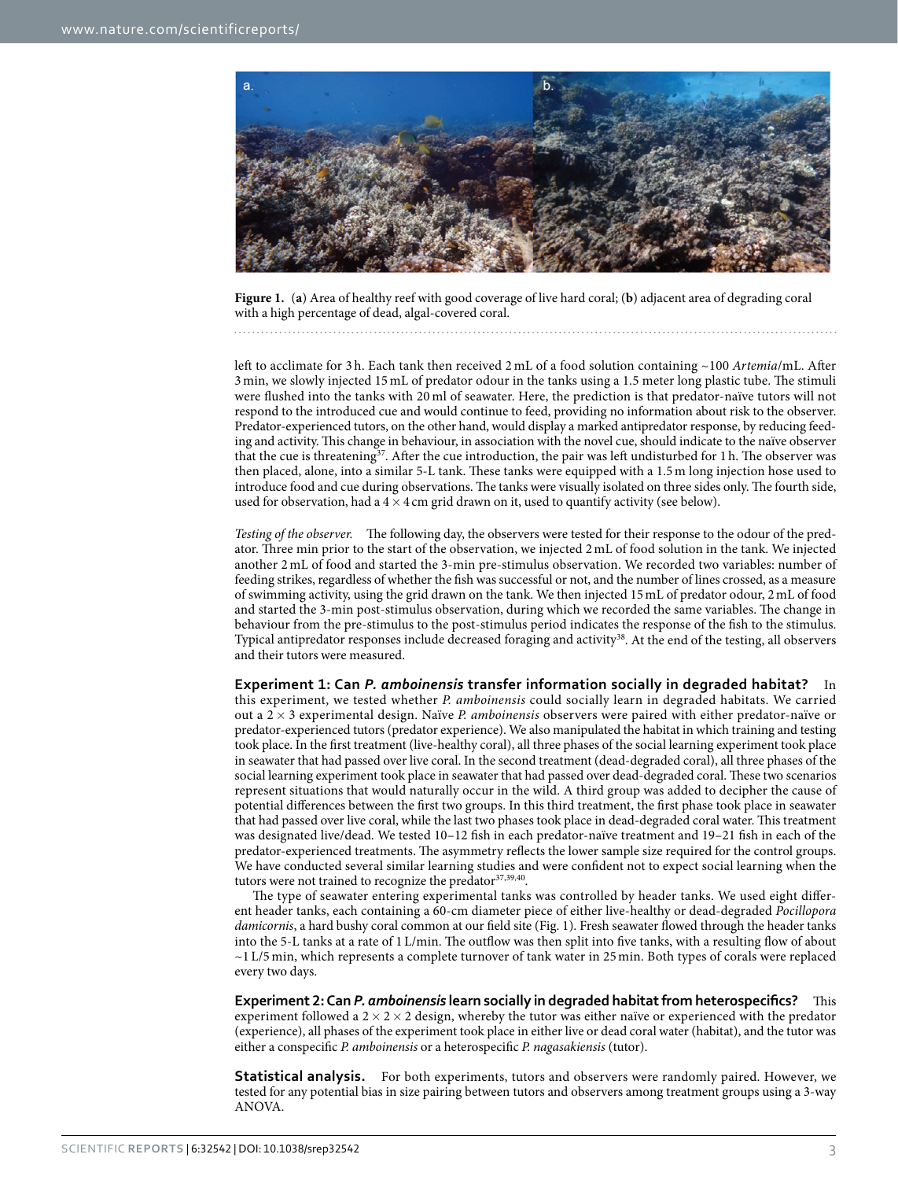**Figure 1.** (**a**) Area of healthy reef with good coverage of live hard coral; (**b**) adjacent area of degrading coral with a high percentage of dead, algal-covered coral.

left to acclimate for 3 h. Each tank then received 2 mL of a food solution containing ~100 *Artemia*/mL. After 3 min, we slowly injected 15 mL of predator odour in the tanks using a 1.5 meter long plastic tube. The stimuli were flushed into the tanks with 20 ml of seawater. Here, the prediction is that predator-naïve tutors will not respond to the introduced cue and would continue to feed, providing no information about risk to the observer. Predator-experienced tutors, on the other hand, would display a marked antipredator response, by reducing feeding and activity. This change in behaviour, in association with the novel cue, should indicate to the naïve observer that the cue is threatening[37]. After the cue introduction, the pair was left undisturbed for 1 h. The observer was then placed, alone, into a similar 5-L tank. These tanks were equipped with a 1.5 m long injection hose used to introduce food and cue during observations. The tanks were visually isolated on three sides only. The fourth side, used for observation, had a $4 \times 4$ cm grid drawn on it, used to quantify activity (see below).

*Testing of the observer.* The following day, the observers were tested for their response to the odour of the predator. Three min prior to the start of the observation, we injected 2 mL of food solution in the tank. We injected another 2 mL of food and started the 3-min pre-stimulus observation. We recorded two variables: number of feeding strikes, regardless of whether the fish was successful or not, and the number of lines crossed, as a measure of swimming activity, using the grid drawn on the tank. We then injected 15 mL of predator odour, 2 mL of food and started the 3-min post-stimulus observation, during which we recorded the same variables. The change in behaviour from the pre-stimulus to the post-stimulus period indicates the response of the fish to the stimulus. Typical antipredator responses include decreased foraging and activity[38]. At the end of the testing, all observers and their tutors were measured.

**Experiment 1: Can *P. amboinensis* transfer information socially in degraded habitat?** In this experiment, we tested whether *P. amboinensis* could socially learn in degraded habitats. We carried out a $2 \times 3$ experimental design. Naïve *P. amboinensis* observers were paired with either predator-naïve or predator-experienced tutors (predator experience). We also manipulated the habitat in which training and testing took place. In the first treatment (live-healthy coral), all three phases of the social learning experiment took place in seawater that had passed over live coral. In the second treatment (dead-degraded coral), all three phases of the social learning experiment took place in seawater that had passed over dead-degraded coral. These two scenarios represent situations that would naturally occur in the wild. A third group was added to decipher the cause of potential differences between the first two groups. In this third treatment, the first phase took place in seawater that had passed over live coral, while the last two phases took place in dead-degraded coral water. This treatment was designated live/dead. We tested 10–12 fish in each predator-naïve treatment and 19–21 fish in each of the predator-experienced treatments. The asymmetry reflects the lower sample size required for the control groups. We have conducted several similar learning studies and were confident not to expect social learning when the tutors were not trained to recognize the predator[37,39,40].

The type of seawater entering experimental tanks was controlled by header tanks. We used eight different header tanks, each containing a 60-cm diameter piece of either live-healthy or dead-degraded *Pocillopora damicornis*, a hard bushy coral common at our field site (Fig. 1). Fresh seawater flowed through the header tanks into the 5-L tanks at a rate of 1 L/min. The outflow was then split into five tanks, with a resulting flow of about ~1 L/5 min, which represents a complete turnover of tank water in 25 min. Both types of corals were replaced every two days.

**Experiment 2: Can *P. amboinensis* learn socially in degraded habitat from heterospecifics?** This experiment followed a $2 \times 2 \times 2$ design, whereby the tutor was either naïve or experienced with the predator (experience), all phases of the experiment took place in either live or dead coral water (habitat), and the tutor was either a conspecific *P. amboinensis* or a heterospecific *P. nagasakiensis* (tutor).

**Statistical analysis.** For both experiments, tutors and observers were randomly paired. However, we tested for any potential bias in size pairing between tutors and observers among treatment groups using a 3-way ANOVA.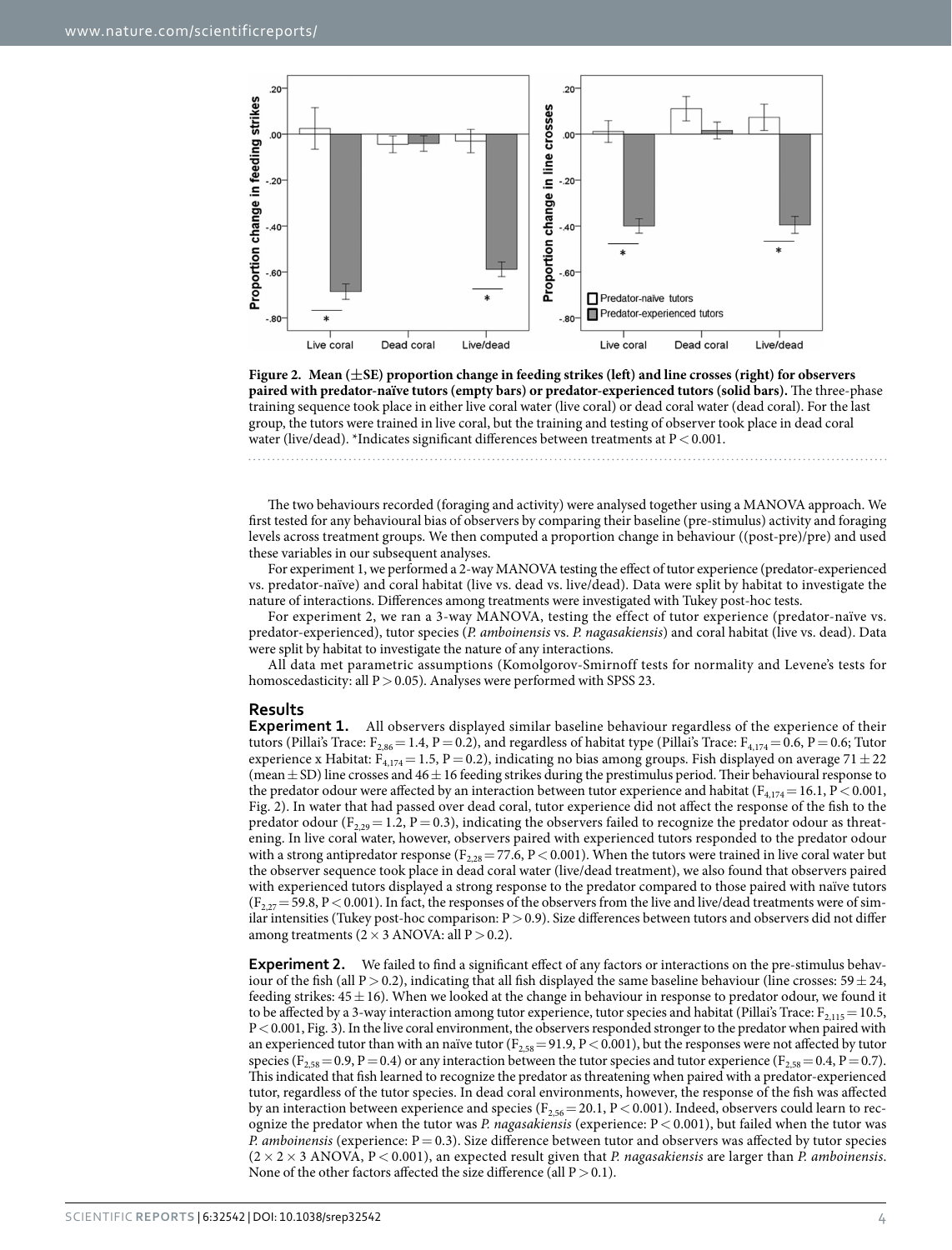**Figure 2. Mean (±SE) proportion change in feeding strikes (left) and line crosses (right) for observers paired with predator-naïve tutors (empty bars) or predator-experienced tutors (solid bars).** The three-phase training sequence took place in either live coral water (live coral) or dead coral water (dead coral). For the last group, the tutors were trained in live coral, but the training and testing of observer took place in dead coral water (live/dead). *Indicates significant differences between treatments at $P < 0.001$.

The two behaviours recorded (foraging and activity) were analysed together using a MANOVA approach. We first tested for any behavioural bias of observers by comparing their baseline (pre-stimulus) activity and foraging levels across treatment groups. We then computed a proportion change in behaviour ((post-pre)/pre) and used these variables in our subsequent analyses.

For experiment 1, we performed a 2-way MANOVA testing the effect of tutor experience (predator-experienced vs. predator-naïve) and coral habitat (live vs. dead vs. live/dead). Data were split by habitat to investigate the nature of interactions. Differences among treatments were investigated with Tukey post-hoc tests.

For experiment 2, we ran a 3-way MANOVA, testing the effect of tutor experience (predator-naïve vs. predator-experienced), tutor species (*P. amboinensis* vs. *P. nagasakiensis*) and coral habitat (live vs. dead). Data were split by habitat to investigate the nature of any interactions.

All data met parametric assumptions (Komolgorov-Smirnoff tests for normality and Levene's tests for homoscedasticity: all $P > 0.05$). Analyses were performed with SPSS 23.

## Results

**Experiment 1.** All observers displayed similar baseline behaviour regardless of the experience of their tutors (Pillai's Trace: $F_{2,86} = 1.4$, $P = 0.2$), and regardless of habitat type (Pillai's Trace: $F_{4,174} = 0.6$, $P = 0.6$; Tutor experience x Habitat: $F_{4,174} = 1.5$, $P = 0.2$), indicating no bias among groups. Fish displayed on average $71 \pm 22$ (mean ± SD) line crosses and $46 \pm 16$ feeding strikes during the prestimulus period. Their behavioural response to the predator odour were affected by an interaction between tutor experience and habitat ($F_{4,174} = 16.1$, $P < 0.001$, Fig. 2). In water that had passed over dead coral, tutor experience did not affect the response of the fish to the predator odour ($F_{2,29} = 1.2$, $P = 0.3$), indicating the observers failed to recognize the predator odour as threatening. In live coral water, however, observers paired with experienced tutors responded to the predator odour with a strong antipredator response ($F_{2,28} = 77.6$, $P < 0.001$). When the tutors were trained in live coral water but the observer sequence took place in dead coral water (live/dead treatment), we also found that observers paired with experienced tutors displayed a strong response to the predator compared to those paired with naïve tutors ($F_{2,27} = 59.8$, $P < 0.001$). In fact, the responses of the observers from the live and live/dead treatments were of similar intensities (Tukey post-hoc comparison: $P > 0.9$). Size differences between tutors and observers did not differ among treatments (2 × 3 ANOVA: all $P > 0.2$).

**Experiment 2.** We failed to find a significant effect of any factors or interactions on the pre-stimulus behaviour of the fish (all $P > 0.2$), indicating that all fish displayed the same baseline behaviour (line crosses: $59 \pm 24$, feeding strikes: $45 \pm 16$). When we looked at the change in behaviour in response to predator odour, we found it to be affected by a 3-way interaction among tutor experience, tutor species and habitat (Pillai's Trace: $F_{2,115} = 10.5$, $P < 0.001$, Fig. 3). In the live coral environment, the observers responded stronger to the predator when paired with an experienced tutor than with an naïve tutor ($F_{2,58} = 91.9$, $P < 0.001$), but the responses were not affected by tutor species ($F_{2,58} = 0.9$, $P = 0.4$) or any interaction between the tutor species and tutor experience ($F_{2,58} = 0.4$, $P = 0.7$). This indicated that fish learned to recognize the predator as threatening when paired with a predator-experienced tutor, regardless of the tutor species. In dead coral environments, however, the response of the fish was affected by an interaction between experience and species ($F_{2,56} = 20.1$, $P < 0.001$). Indeed, observers could learn to recognize the predator when the tutor was *P. nagasakiensis* (experience: $P < 0.001$), but failed when the tutor was *P. amboinensis* (experience: $P = 0.3$). Size difference between tutor and observers was affected by tutor species (2 × 2 × 3 ANOVA, $P < 0.001$), an expected result given that *P. nagasakiensis* are larger than *P. amboinensis*. None of the other factors affected the size difference (all $P > 0.1$).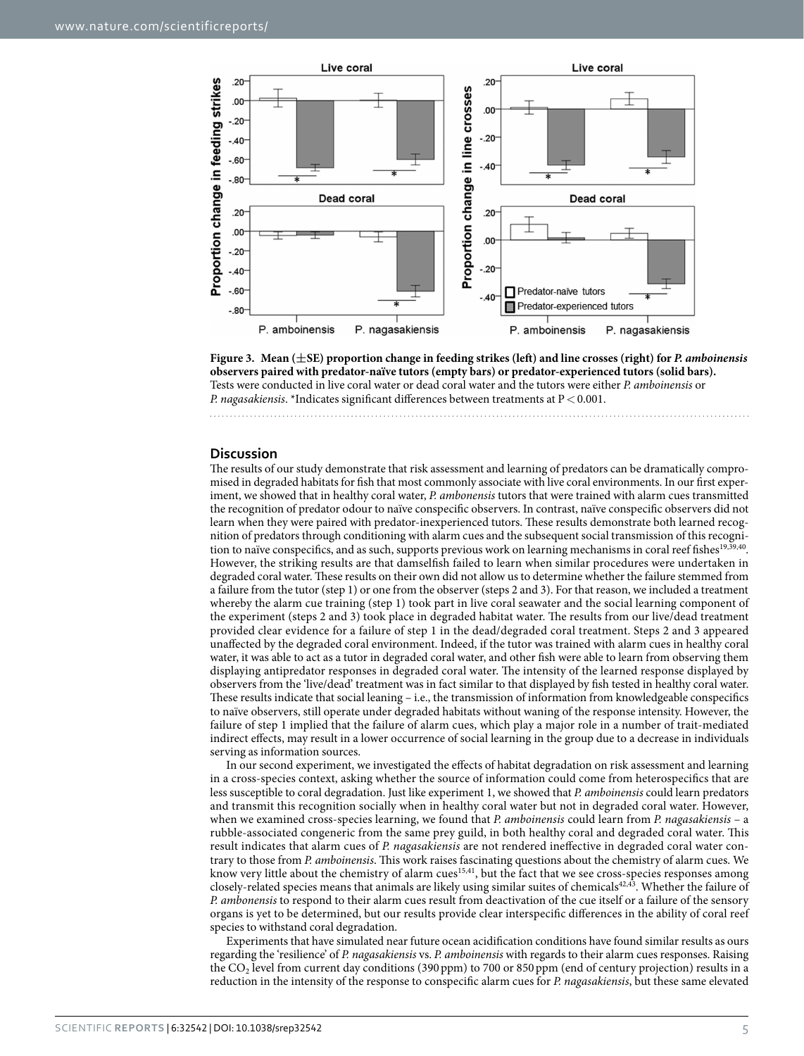**Figure 3. Mean (±SE) proportion change in feeding strikes (left) and line crosses (right) for *P. amboinensis* observers paired with predator-naïve tutors (empty bars) or predator-experienced tutors (solid bars).** Tests were conducted in live coral water or dead coral water and the tutors were either *P. amboinensis* or *P. nagasakiensis*. *Indicates significant differences between treatments at $P < 0.001$.

## Discussion

The results of our study demonstrate that risk assessment and learning of predators can be dramatically compromised in degraded habitats for fish that most commonly associate with live coral environments. In our first experiment, we showed that in healthy coral water, *P. ambonensis* tutors that were trained with alarm cues transmitted the recognition of predator odour to naïve conspecific observers. In contrast, naïve conspecific observers did not learn when they were paired with predator-inexperienced tutors. These results demonstrate both learned recognition of predators through conditioning with alarm cues and the subsequent social transmission of this recognition to naïve conspecifics, and as such, supports previous work on learning mechanisms in coral reef fishes[19,39,40]. However, the striking results are that damselfish failed to learn when similar procedures were undertaken in degraded coral water. These results on their own did not allow us to determine whether the failure stemmed from a failure from the tutor (step 1) or one from the observer (steps 2 and 3). For that reason, we included a treatment whereby the alarm cue training (step 1) took part in live coral seawater and the social learning component of the experiment (steps 2 and 3) took place in degraded habitat water. The results from our live/dead treatment provided clear evidence for a failure of step 1 in the dead/degraded coral treatment. Steps 2 and 3 appeared unaffected by the degraded coral environment. Indeed, if the tutor was trained with alarm cues in healthy coral water, it was able to act as a tutor in degraded coral water, and other fish were able to learn from observing them displaying antipredator responses in degraded coral water. The intensity of the learned response displayed by observers from the 'live/dead' treatment was in fact similar to that displayed by fish tested in healthy coral water. These results indicate that social leaning – i.e., the transmission of information from knowledgeable conspecifics to naïve observers, still operate under degraded habitats without waning of the response intensity. However, the failure of step 1 implied that the failure of alarm cues, which play a major role in a number of trait-mediated indirect effects, may result in a lower occurrence of social learning in the group due to a decrease in individuals serving as information sources.

In our second experiment, we investigated the effects of habitat degradation on risk assessment and learning in a cross-species context, asking whether the source of information could come from heterospecifics that are less susceptible to coral degradation. Just like experiment 1, we showed that *P. amboinensis* could learn predators and transmit this recognition socially when in healthy coral water but not in degraded coral water. However, when we examined cross-species learning, we found that *P. amboinensis* could learn from *P. nagasakiensis* – a rubble-associated congeneric from the same prey guild, in both healthy coral and degraded coral water. This result indicates that alarm cues of *P. nagasakiensis* are not rendered ineffective in degraded coral water contrary to those from *P. amboinensis*. This work raises fascinating questions about the chemistry of alarm cues. We know very little about the chemistry of alarm cues[15,41], but the fact that we see cross-species responses among closely-related species means that animals are likely using similar suites of chemicals[42,43]. Whether the failure of *P. ambonensis* to respond to their alarm cues result from deactivation of the cue itself or a failure of the sensory organs is yet to be determined, but our results provide clear interspecific differences in the ability of coral reef species to withstand coral degradation.

Experiments that have simulated near future ocean acidification conditions have found similar results as ours regarding the 'resilience' of *P. nagasakiensis* vs. *P. amboinensis* with regards to their alarm cues responses. Raising the $CO_2$ level from current day conditions (390 ppm) to 700 or 850 ppm (end of century projection) results in a reduction in the intensity of the response to conspecific alarm cues for *P. nagasakiensis*, but these same elevated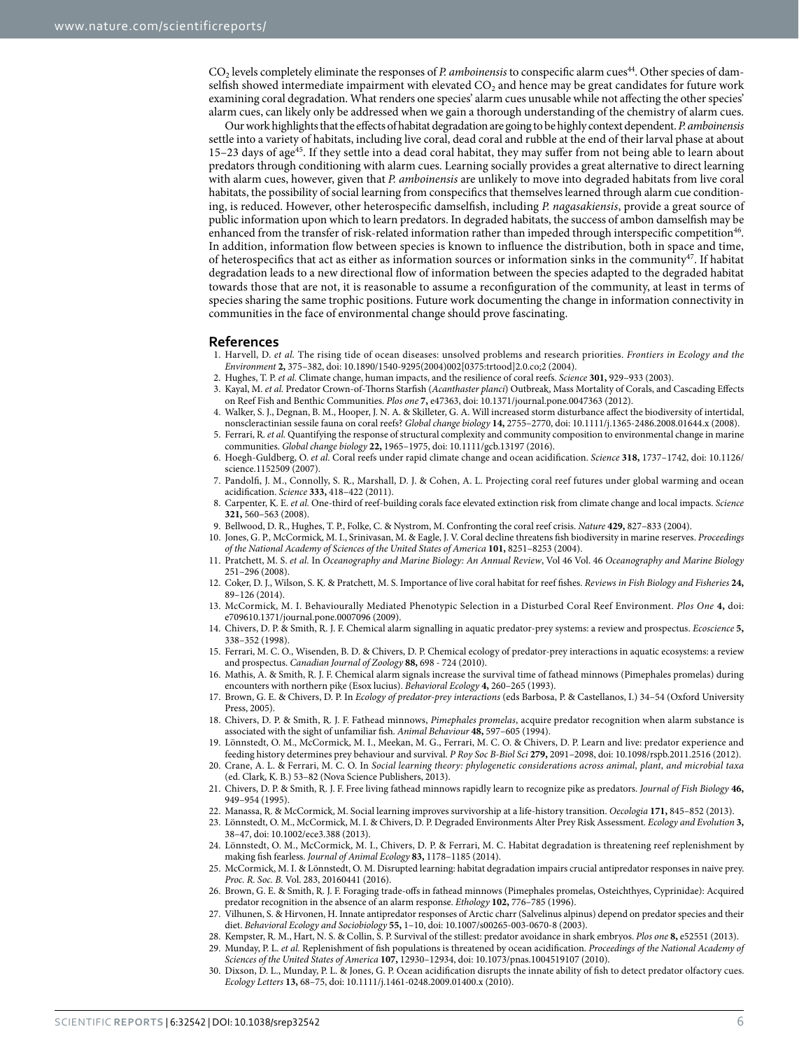$CO_2$ levels completely eliminate the responses of *P. amboinensis* to conspecific alarm cues[44]. Other species of damselfish showed intermediate impairment with elevated $CO_2$ and hence may be great candidates for future work examining coral degradation. What renders one species' alarm cues unusable while not affecting the other species' alarm cues, can likely only be addressed when we gain a thorough understanding of the chemistry of alarm cues.

Our work highlights that the effects of habitat degradation are going to be highly context dependent. *P. amboinensis* settle into a variety of habitats, including live coral, dead coral and rubble at the end of their larval phase at about 15–23 days of age[45]. If they settle into a dead coral habitat, they may suffer from not being able to learn about predators through conditioning with alarm cues. Learning socially provides a great alternative to direct learning with alarm cues, however, given that *P. amboinensis* are unlikely to move into degraded habitats from live coral habitats, the possibility of social learning from conspecifics that themselves learned through alarm cue conditioning, is reduced. However, other heterospecific damselfish, including *P. nagasakiensis*, provide a great source of public information upon which to learn predators. In degraded habitats, the success of ambon damselfish may be enhanced from the transfer of risk-related information rather than impeded through interspecific competition[46]. In addition, information flow between species is known to influence the distribution, both in space and time, of heterospecifics that act as either as information sources or information sinks in the community[47]. If habitat degradation leads to a new directional flow of information between the species adapted to the degraded habitat towards those that are not, it is reasonable to assume a reconfiguration of the community, at least in terms of species sharing the same trophic positions. Future work documenting the change in information connectivity in communities in the face of environmental change should prove fascinating.

## References

1. Harvell, D. *et al.* The rising tide of ocean diseases: unsolved problems and research priorities. *Frontiers in Ecology and the Environment* **2,** 375–382, doi: 10.1890/1540-9295(2004)002[0375:trtood]2.0.co;2 (2004).
2. Hughes, T. P. *et al.* Climate change, human impacts, and the resilience of coral reefs. *Science* **301,** 929–933 (2003).
3. Kayal, M. *et al.* Predator Crown-of-Thorns Starfish (*Acanthaster planci*) Outbreak, Mass Mortality of Corals, and Cascading Effects on Reef Fish and Benthic Communities. *Plos one* **7,** e47363, doi: 10.1371/journal.pone.0047363 (2012).
4. Walker, S. J., Degnan, B. M., Hooper, J. N. A. & Skilleter, G. A. Will increased storm disturbance affect the biodiversity of intertidal, nonscleractinian sessile fauna on coral reefs? *Global change biology* **14,** 2755–2770, doi: 10.1111/j.1365-2486.2008.01644.x (2008).
5. Ferrari, R. *et al.* Quantifying the response of structural complexity and community composition to environmental change in marine communities. *Global change biology* **22,** 1965–1975, doi: 10.1111/gcb.13197 (2016).
6. Hoegh-Guldberg, O. *et al.* Coral reefs under rapid climate change and ocean acidification. *Science* **318,** 1737–1742, doi: 10.1126/science.1152509 (2007).
7. Pandolfi, J. M., Connolly, S. R., Marshall, D. J. & Cohen, A. L. Projecting coral reef futures under global warming and ocean acidification. *Science* **333,** 418–422 (2011).
8. Carpenter, K. E. *et al.* One-third of reef-building corals face elevated extinction risk from climate change and local impacts. *Science* **321,** 560–563 (2008).
9. Bellwood, D. R., Hughes, T. P., Folke, C. & Nystrom, M. Confronting the coral reef crisis. *Nature* **429,** 827–833 (2004).
10. Jones, G. P., McCormick, M. I., Srinivasan, M. & Eagle, J. V. Coral decline threatens fish biodiversity in marine reserves. *Proceedings of the National Academy of Sciences of the United States of America* **101,** 8251–8253 (2004).
11. Pratchett, M. S. *et al.* In *Oceanography and Marine Biology: An Annual Review*, Vol 46 Vol. 46 *Oceanography and Marine Biology* 251–296 (2008).
12. Coker, D. J., Wilson, S. K. & Pratchett, M. S. Importance of live coral habitat for reef fishes. *Reviews in Fish Biology and Fisheries* **24,** 89–126 (2014).
13. McCormick, M. I. Behaviourally Mediated Phenotypic Selection in a Disturbed Coral Reef Environment. *Plos One* **4,** doi: e709610.1371/journal.pone.0007096 (2009).
14. Chivers, D. P. & Smith, R. J. F. Chemical alarm signalling in aquatic predator-prey systems: a review and prospectus. *Ecoscience* **5,** 338–352 (1998).
15. Ferrari, M. C. O., Wisenden, B. D. & Chivers, D. P. Chemical ecology of predator-prey interactions in aquatic ecosystems: a review and prospectus. *Canadian Journal of Zoology* **88,** 698 - 724 (2010).
16. Mathis, A. & Smith, R. J. F. Chemical alarm signals increase the survival time of fathead minnows (Pimephales promelas) during encounters with northern pike (Esox lucius). *Behavioral Ecology* **4,** 260–265 (1993).
17. Brown, G. E. & Chivers, D. P. In *Ecology of predator-prey interactions* (eds Barbosa, P. & Castellanos, I.) 34–54 (Oxford University Press, 2005).
18. Chivers, D. P. & Smith, R. J. F. Fathead minnows, *Pimephales promelas*, acquire predator recognition when alarm substance is associated with the sight of unfamiliar fish. *Animal Behaviour* **48,** 597–605 (1994).
19. Lönnstedt, O. M., McCormick, M. I., Meekan, M. G., Ferrari, M. C. O. & Chivers, D. P. Learn and live: predator experience and feeding history determines prey behaviour and survival. *P Roy Soc B-Biol Sci* **279,** 2091–2098, doi: 10.1098/rspb.2011.2516 (2012).
20. Crane, A. L. & Ferrari, M. C. O. In *Social learning theory: phylogenetic considerations across animal, plant, and microbial taxa* (ed. Clark, K. B.) 53–82 (Nova Science Publishers, 2013).
21. Chivers, D. P. & Smith, R. J. F. Free living fathead minnows rapidly learn to recognize pike as predators. *Journal of Fish Biology* **46,** 949–954 (1995).
22. Manassa, R. & McCormick, M. Social learning improves survivorship at a life-history transition. *Oecologia* **171,** 845–852 (2013).
23. Lönnstedt, O. M., McCormick, M. I. & Chivers, D. P. Degraded Environments Alter Prey Risk Assessment. *Ecology and Evolution* **3,** 38–47, doi: 10.1002/ece3.388 (2013).
24. Lönnstedt, O. M., McCormick, M. I., Chivers, D. P. & Ferrari, M. C. Habitat degradation is threatening reef replenishment by making fish fearless. *Journal of Animal Ecology* **83,** 1178–1185 (2014).
25. McCormick, M. I. & Lönnstedt, O. M. Disrupted learning: habitat degradation impairs crucial antipredator responses in naive prey. *Proc. R. Soc. B.* Vol. 283, 20160441 (2016).
26. Brown, G. E. & Smith, R. J. F. Foraging trade-offs in fathead minnows (Pimephales promelas, Osteichthyes, Cyprinidae): Acquired predator recognition in the absence of an alarm response. *Ethology* **102,** 776–785 (1996).
27. Vilhunen, S. & Hirvonen, H. Innate antipredator responses of Arctic charr (Salvelinus alpinus) depend on predator species and their diet. *Behavioral Ecology and Sociobiology* **55,** 1–10, doi: 10.1007/s00265-003-0670-8 (2003).
28. Kempster, R. M., Hart, N. S. & Collin, S. P. Survival of the stillest: predator avoidance in shark embryos. *Plos one* **8,** e52551 (2013).
29. Munday, P. L. *et al.* Replenishment of fish populations is threatened by ocean acidification. *Proceedings of the National Academy of Sciences of the United States of America* **107,** 12930–12934, doi: 10.1073/pnas.1004519107 (2010).
30. Dixson, D. L., Munday, P. L. & Jones, G. P. Ocean acidification disrupts the innate ability of fish to detect predator olfactory cues. *Ecology Letters* **13,** 68–75, doi: 10.1111/j.1461-0248.2009.01400.x (2010).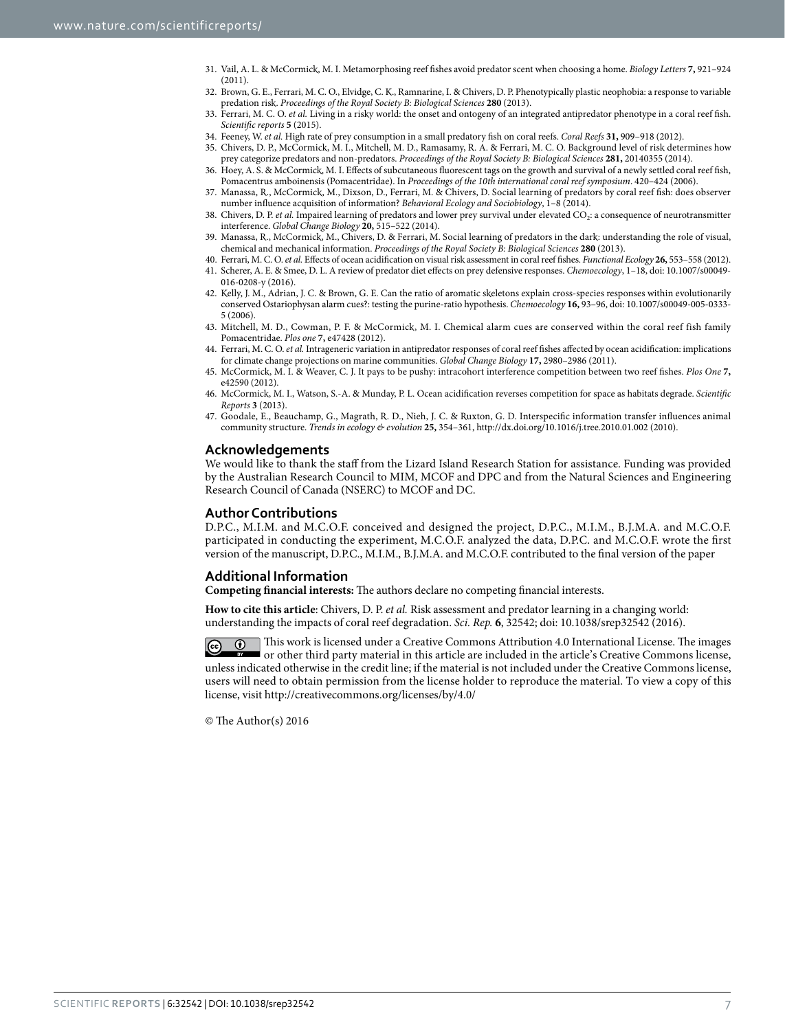31. Vail, A. L. & McCormick, M. I. Metamorphosing reef fishes avoid predator scent when choosing a home. *Biology Letters* **7,** 921–924 (2011).
32. Brown, G. E., Ferrari, M. C. O., Elvidge, C. K., Ramnarine, I. & Chivers, D. P. Phenotypically plastic neophobia: a response to variable predation risk. *Proceedings of the Royal Society B: Biological Sciences* **280** (2013).
33. Ferrari, M. C. O. *et al.* Living in a risky world: the onset and ontogeny of an integrated antipredator phenotype in a coral reef fish. *Scientific reports* **5** (2015).
34. Feeney, W. *et al.* High rate of prey consumption in a small predatory fish on coral reefs. *Coral Reefs* **31,** 909–918 (2012).
35. Chivers, D. P., McCormick, M. I., Mitchell, M. D., Ramasamy, R. A. & Ferrari, M. C. O. Background level of risk determines how prey categorize predators and non-predators. *Proceedings of the Royal Society B: Biological Sciences* **281,** 20140355 (2014).
36. Hoey, A. S. & McCormick, M. I. Effects of subcutaneous fluorescent tags on the growth and survival of a newly settled coral reef fish, Pomacentrus amboinensis (Pomacentridae). In *Proceedings of the 10th international coral reef symposium*. 420–424 (2006).
37. Manassa, R., McCormick, M., Dixson, D., Ferrari, M. & Chivers, D. Social learning of predators by coral reef fish: does observer number influence acquisition of information? *Behavioral Ecology and Sociobiology*, 1–8 (2014).
38. Chivers, D. P. *et al.* Impaired learning of predators and lower prey survival under elevated $CO_2$: a consequence of neurotransmitter interference. *Global Change Biology* **20,** 515–522 (2014).
39. Manassa, R., McCormick, M., Chivers, D. & Ferrari, M. Social learning of predators in the dark: understanding the role of visual, chemical and mechanical information. *Proceedings of the Royal Society B: Biological Sciences* **280** (2013).
40. Ferrari, M. C. O. *et al.* Effects of ocean acidification on visual risk assessment in coral reef fishes. *Functional Ecology* **26,** 553–558 (2012).
41. Scherer, A. E. & Smee, D. L. A review of predator diet effects on prey defensive responses. *Chemoecology*, 1–18, doi: 10.1007/s00049-016-0208-y (2016).
42. Kelly, J. M., Adrian, J. C. & Brown, G. E. Can the ratio of aromatic skeletons explain cross-species responses within evolutionarily conserved Ostariophysan alarm cues?: testing the purine-ratio hypothesis. *Chemoecology* **16,** 93–96, doi: 10.1007/s00049-005-0333-5 (2006).
43. Mitchell, M. D., Cowman, P. F. & McCormick, M. I. Chemical alarm cues are conserved within the coral reef fish family Pomacentridae. *Plos one* **7,** e47428 (2012).
44. Ferrari, M. C. O. *et al.* Intrageneric variation in antipredator responses of coral reef fishes affected by ocean acidification: implications for climate change projections on marine communities. *Global Change Biology* **17,** 2980–2986 (2011).
45. McCormick, M. I. & Weaver, C. J. It pays to be pushy: intracohort interference competition between two reef fishes. *Plos One* **7,** e42590 (2012).
46. McCormick, M. I., Watson, S.-A. & Munday, P. L. Ocean acidification reverses competition for space as habitats degrade. *Scientific Reports* **3** (2013).
47. Goodale, E., Beauchamp, G., Magrath, R. D., Nieh, J. C. & Ruxton, G. D. Interspecific information transfer influences animal community structure. *Trends in ecology & evolution* **25,** 354–361, http://dx.doi.org/10.1016/j.tree.2010.01.002 (2010).

## Acknowledgements

We would like to thank the staff from the Lizard Island Research Station for assistance. Funding was provided by the Australian Research Council to MIM, MCOF and DPC and from the Natural Sciences and Engineering Research Council of Canada (NSERC) to MCOF and DC.

## Author Contributions

D.P.C., M.I.M. and M.C.O.F. conceived and designed the project, D.P.C., M.I.M., B.J.M.A. and M.C.O.F. participated in conducting the experiment, M.C.O.F. analyzed the data, D.P.C. and M.C.O.F. wrote the first version of the manuscript, D.P.C., M.I.M., B.J.M.A. and M.C.O.F. contributed to the final version of the paper

## Additional Information

**Competing financial interests:** The authors declare no competing financial interests.

**How to cite this article**: Chivers, D. P. *et al.* Risk assessment and predator learning in a changing world: understanding the impacts of coral reef degradation. *Sci. Rep.* **6**, 32542; doi: 10.1038/srep32542 (2016).

This work is licensed under a Creative Commons Attribution 4.0 International License. The images or other third party material in this article are included in the article's Creative Commons license, unless indicated otherwise in the credit line; if the material is not included under the Creative Commons license, users will need to obtain permission from the license holder to reproduce the material. To view a copy of this license, visit http://creativecommons.org/licenses/by/4.0/

© The Author(s) 2016